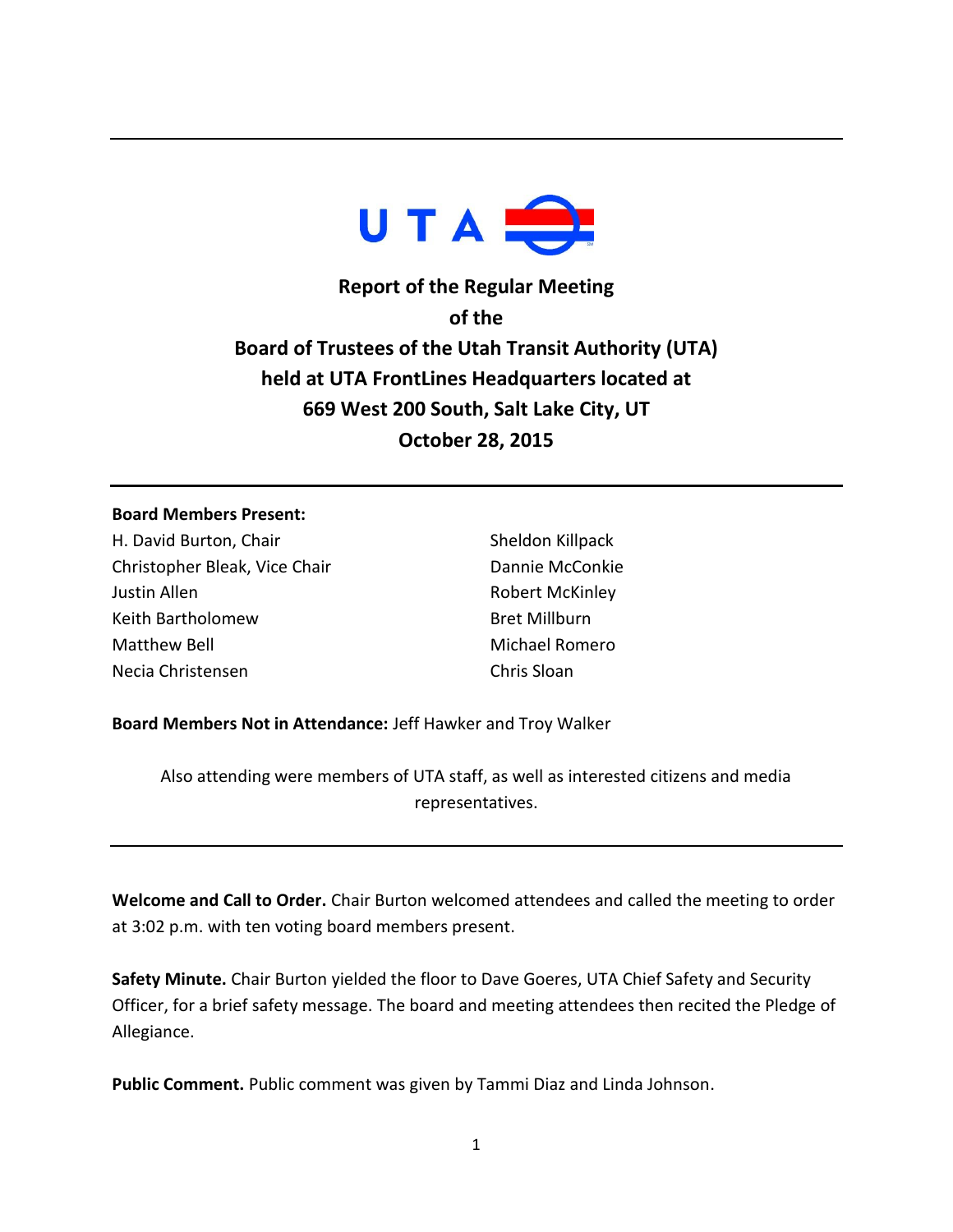UTA

# Report of the Regular Meeting of the Board of Trustees of the Utah Transit Authority (UTA) held at UTA FrontLines Headquarters located at 669 West 200 South, Salt Lake City, UT October 28, 2015

**Board Members Present:**

H. David Burton, Chair
Christopher Bleak, Vice Chair
Justin Allen
Keith Bartholomew
Matthew Bell
Necia Christensen
Sheldon Killpack
Dannie McConkie
Robert McKinley
Bret Millburn
Michael Romero
Chris Sloan

**Board Members Not in Attendance:** Jeff Hawker and Troy Walker

Also attending were members of UTA staff, as well as interested citizens and media representatives.

**Welcome and Call to Order.** Chair Burton welcomed attendees and called the meeting to order at 3:02 p.m. with ten voting board members present.

**Safety Minute.** Chair Burton yielded the floor to Dave Goeres, UTA Chief Safety and Security Officer, for a brief safety message. The board and meeting attendees then recited the Pledge of Allegiance.

**Public Comment.** Public comment was given by Tammi Diaz and Linda Johnson.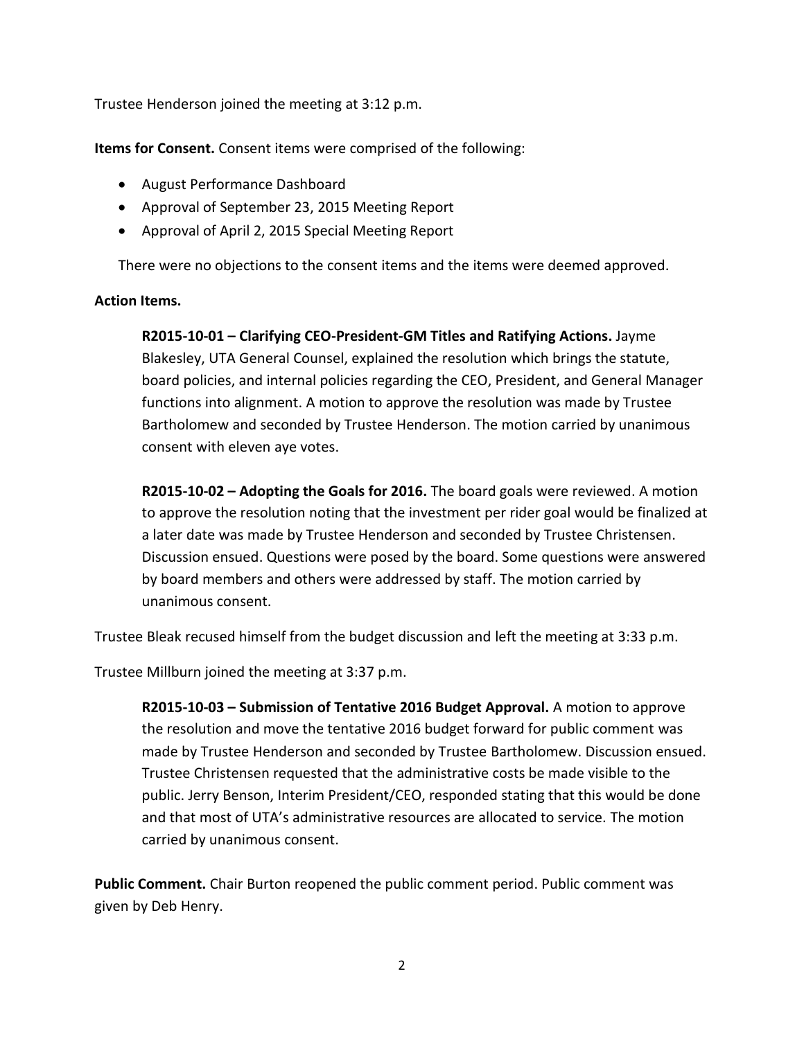Trustee Henderson joined the meeting at 3:12 p.m.

**Items for Consent.** Consent items were comprised of the following:

- August Performance Dashboard
- Approval of September 23, 2015 Meeting Report
- Approval of April 2, 2015 Special Meeting Report

There were no objections to the consent items and the items were deemed approved.

**Action Items.**

**R2015-10-01 – Clarifying CEO-President-GM Titles and Ratifying Actions.** Jayme Blakesley, UTA General Counsel, explained the resolution which brings the statute, board policies, and internal policies regarding the CEO, President, and General Manager functions into alignment. A motion to approve the resolution was made by Trustee Bartholomew and seconded by Trustee Henderson. The motion carried by unanimous consent with eleven aye votes.

**R2015-10-02 – Adopting the Goals for 2016.** The board goals were reviewed. A motion to approve the resolution noting that the investment per rider goal would be finalized at a later date was made by Trustee Henderson and seconded by Trustee Christensen. Discussion ensued. Questions were posed by the board. Some questions were answered by board members and others were addressed by staff. The motion carried by unanimous consent.

Trustee Bleak recused himself from the budget discussion and left the meeting at 3:33 p.m.

Trustee Millburn joined the meeting at 3:37 p.m.

**R2015-10-03 – Submission of Tentative 2016 Budget Approval.** A motion to approve the resolution and move the tentative 2016 budget forward for public comment was made by Trustee Henderson and seconded by Trustee Bartholomew. Discussion ensued. Trustee Christensen requested that the administrative costs be made visible to the public. Jerry Benson, Interim President/CEO, responded stating that this would be done and that most of UTA's administrative resources are allocated to service. The motion carried by unanimous consent.

**Public Comment.** Chair Burton reopened the public comment period. Public comment was given by Deb Henry.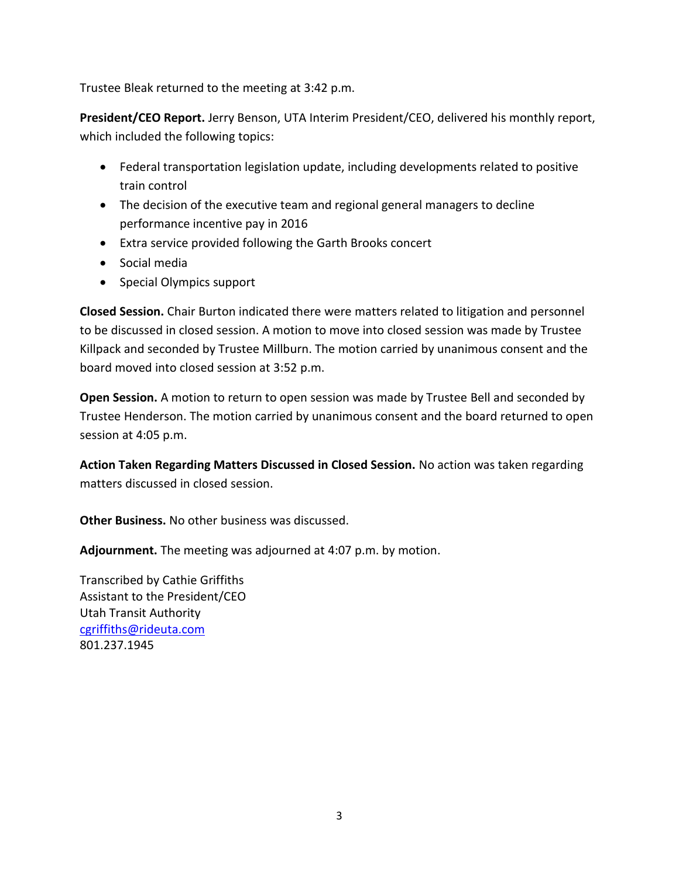Trustee Bleak returned to the meeting at 3:42 p.m.

**President/CEO Report.** Jerry Benson, UTA Interim President/CEO, delivered his monthly report, which included the following topics:

- Federal transportation legislation update, including developments related to positive train control
- The decision of the executive team and regional general managers to decline performance incentive pay in 2016
- Extra service provided following the Garth Brooks concert
- Social media
- Special Olympics support

**Closed Session.** Chair Burton indicated there were matters related to litigation and personnel to be discussed in closed session. A motion to move into closed session was made by Trustee Killpack and seconded by Trustee Millburn. The motion carried by unanimous consent and the board moved into closed session at 3:52 p.m.

**Open Session.** A motion to return to open session was made by Trustee Bell and seconded by Trustee Henderson. The motion carried by unanimous consent and the board returned to open session at 4:05 p.m.

**Action Taken Regarding Matters Discussed in Closed Session.** No action was taken regarding matters discussed in closed session.

**Other Business.** No other business was discussed.

**Adjournment.** The meeting was adjourned at 4:07 p.m. by motion.

Transcribed by Cathie Griffiths  
Assistant to the President/CEO  
Utah Transit Authority  
cgriffiths@rideuta.com  
801.237.1945